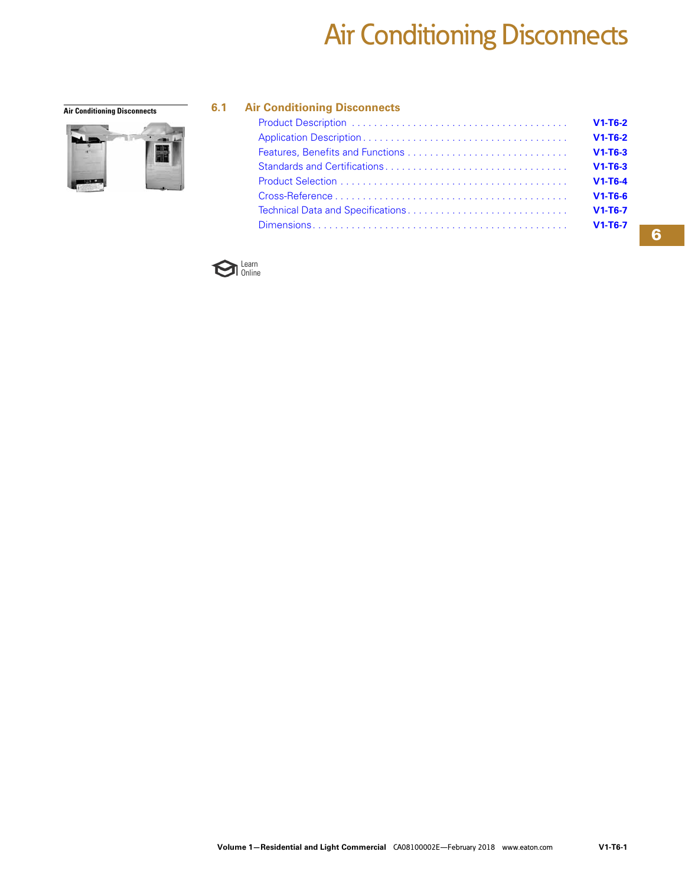# Air Conditioning Disconnects

**Air Conditioning Disconnects**

## 6.1 Air Conditioning Disconnects

| | |
|---|---|
| Product Description | V1-T6-2 |
| Application Description | V1-T6-2 |
| Features, Benefits and Functions | V1-T6-3 |
| Standards and Certifications | V1-T6-3 |
| Product Selection | V1-T6-4 |
| Cross-Reference | V1-T6-6 |
| Technical Data and Specifications | V1-T6-7 |
| Dimensions | V1-T6-7 |

Learn Online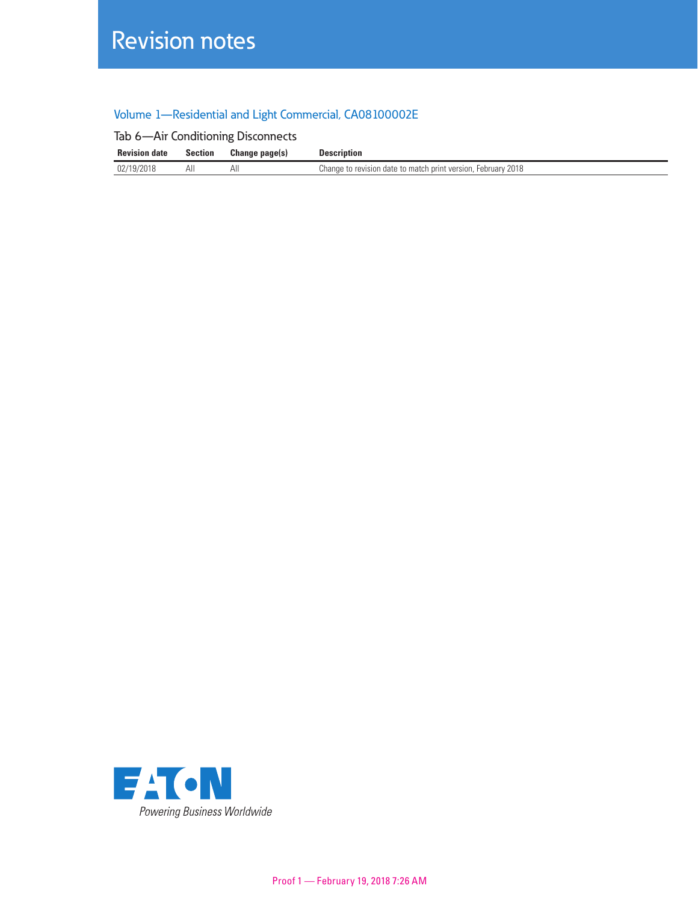# Revision notes

## Volume 1—Residential and Light Commercial, CA08100002E

### Tab 6—Air Conditioning Disconnects

| Revision date | Section | Change page(s) | Description |
|---|---|---|---|
| 02/19/2018 | All | All | Change to revision date to match print version, February 2018 |

EATON

*Powering Business Worldwide*

Proof 1 — February 19, 2018 7:26 AM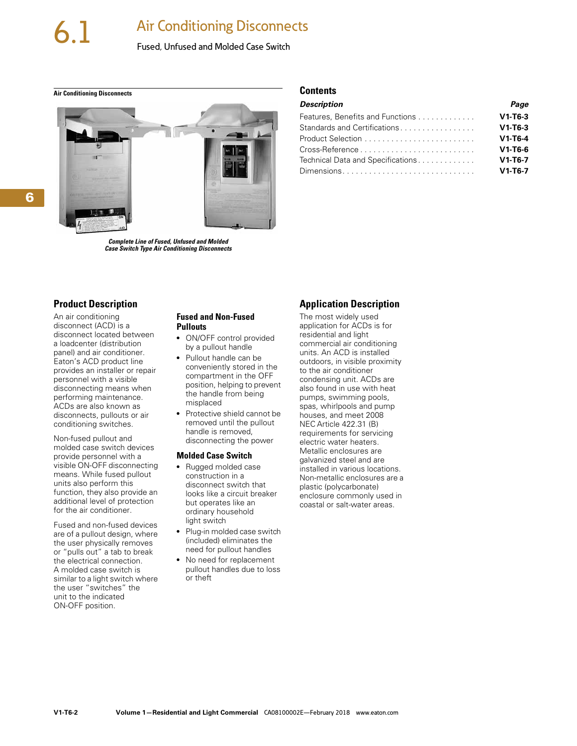# 6.1 Air Conditioning Disconnects

Fused, Unfused and Molded Case Switch

**Air Conditioning Disconnects**

*Complete Line of Fused, Unfused and Molded Case Switch Type Air Conditioning Disconnects*

## Contents

| *Description* | *Page* |
|---|---|
| Features, Benefits and Functions | V1-T6-3 |
| Standards and Certifications | V1-T6-3 |
| Product Selection | V1-T6-4 |
| Cross-Reference | V1-T6-6 |
| Technical Data and Specifications | V1-T6-7 |
| Dimensions | V1-T6-7 |

## Product Description

An air conditioning disconnect (ACD) is a disconnect located between a loadcenter (distribution panel) and air conditioner. Eaton's ACD product line provides an installer or repair personnel with a visible disconnecting means when performing maintenance. ACDs are also known as disconnects, pullouts or air conditioning switches.

Non-fused pullout and molded case switch devices provide personnel with a visible ON-OFF disconnecting means. While fused pullout units also perform this function, they also provide an additional level of protection for the air conditioner.

Fused and non-fused devices are of a pullout design, where the user physically removes or "pulls out" a tab to break the electrical connection. A molded case switch is similar to a light switch where the user "switches" the unit to the indicated ON-OFF position.

### Fused and Non-Fused Pullouts

- ON/OFF control provided by a pullout handle
- Pullout handle can be conveniently stored in the compartment in the OFF position, helping to prevent the handle from being misplaced
- Protective shield cannot be removed until the pullout handle is removed, disconnecting the power

### Molded Case Switch

- Rugged molded case construction in a disconnect switch that looks like a circuit breaker but operates like an ordinary household light switch
- Plug-in molded case switch (included) eliminates the need for pullout handles
- No need for replacement pullout handles due to loss or theft

## Application Description

The most widely used application for ACDs is for residential and light commercial air conditioning units. An ACD is installed outdoors, in visible proximity to the air conditioner condensing unit. ACDs are also found in use with heat pumps, swimming pools, spas, whirlpools and pump houses, and meet 2008 NEC Article 422.31 (B) requirements for servicing electric water heaters. Metallic enclosures are galvanized steel and are installed in various locations. Non-metallic enclosures are a plastic (polycarbonate) enclosure commonly used in coastal or salt-water areas.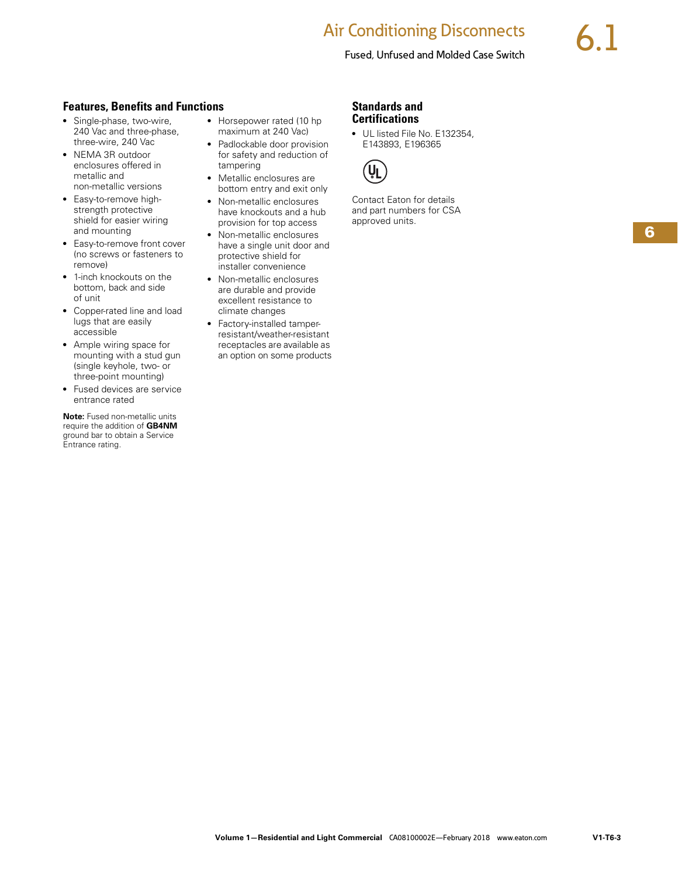## Features, Benefits and Functions

- Single-phase, two-wire, 240 Vac and three-phase, three-wire, 240 Vac
- NEMA 3R outdoor enclosures offered in metallic and non-metallic versions
- Easy-to-remove high-strength protective shield for easier wiring and mounting
- Easy-to-remove front cover (no screws or fasteners to remove)
- 1-inch knockouts on the bottom, back and side of unit
- Copper-rated line and load lugs that are easily accessible
- Ample wiring space for mounting with a stud gun (single keyhole, two- or three-point mounting)
- Fused devices are service entrance rated

**Note:** Fused non-metallic units require the addition of **GB4NM** ground bar to obtain a Service Entrance rating.

- Horsepower rated (10 hp maximum at 240 Vac)
- Padlockable door provision for safety and reduction of tampering
- Metallic enclosures are bottom entry and exit only
- Non-metallic enclosures have knockouts and a hub provision for top access
- Non-metallic enclosures have a single unit door and protective shield for installer convenience
- Non-metallic enclosures are durable and provide excellent resistance to climate changes
- Factory-installed tamper-resistant/weather-resistant receptacles are available as an option on some products

## Standards and Certifications

- UL listed File No. E132354, E143893, E196365

Contact Eaton for details and part numbers for CSA approved units.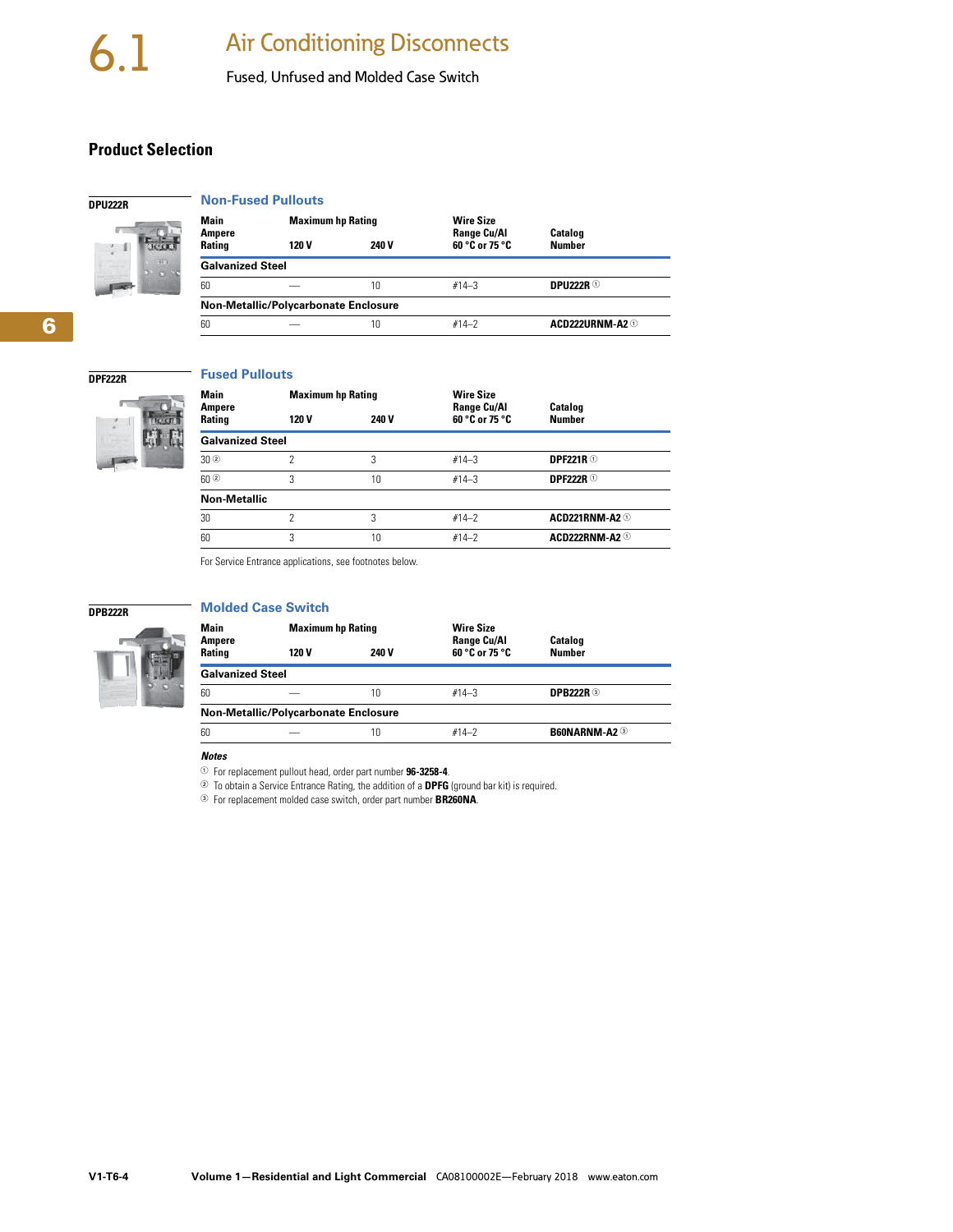# 6.1 Air Conditioning Disconnects

Fused, Unfused and Molded Case Switch

## Product Selection

DPU222R

### Non-Fused Pullouts

| Main Ampere Rating | Maximum hp Rating 120 V | 240 V | Wire Size Range Cu/Al 60 °C or 75 °C | Catalog Number |
|---|---|---|---|---|
| **Galvanized Steel** | | | | |
| 60 | — | 10 | #14–3 | **DPU222R** ① |
| **Non-Metallic/Polycarbonate Enclosure** | | | | |
| 60 | — | 10 | #14–2 | **ACD222URNM-A2** ① |

DPF222R

### Fused Pullouts

| Main Ampere Rating | Maximum hp Rating 120 V | 240 V | Wire Size Range Cu/Al 60 °C or 75 °C | Catalog Number |
|---|---|---|---|---|
| **Galvanized Steel** | | | | |
| 30 ② | 2 | 3 | #14–3 | **DPF221R** ① |
| 60 ② | 3 | 10 | #14–3 | **DPF222R** ① |
| **Non-Metallic** | | | | |
| 30 | 2 | 3 | #14–2 | **ACD221RNM-A2** ① |
| 60 | 3 | 10 | #14–2 | **ACD222RNM-A2** ① |

For Service Entrance applications, see footnotes below.

DPB222R

### Molded Case Switch

| Main Ampere Rating | Maximum hp Rating 120 V | 240 V | Wire Size Range Cu/Al 60 °C or 75 °C | Catalog Number |
|---|---|---|---|---|
| **Galvanized Steel** | | | | |
| 60 | — | 10 | #14–3 | **DPB222R** ③ |
| **Non-Metallic/Polycarbonate Enclosure** | | | | |
| 60 | — | 10 | #14–2 | **B60NARNM-A2** ③ |

***Notes***

① For replacement pullout head, order part number **96-3258-4**.

② To obtain a Service Entrance Rating, the addition of a **DPFG** (ground bar kit) is required.

③ For replacement molded case switch, order part number **BR260NA**.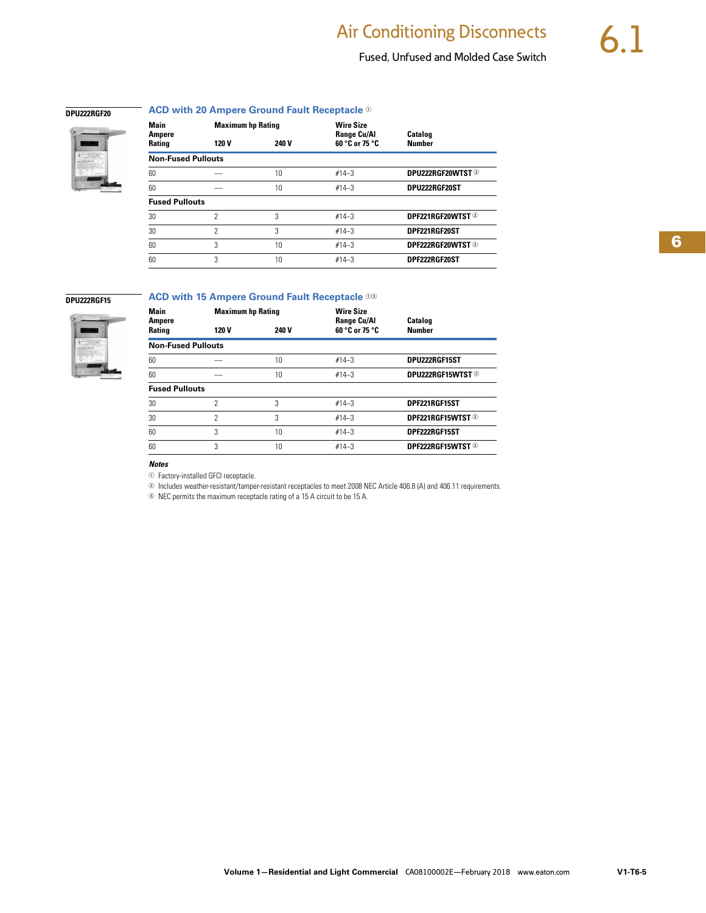# Air Conditioning Disconnects

## Fused, Unfused and Molded Case Switch

DPU222RGF20

### ACD with 20 Ampere Ground Fault Receptacle [1]

| Main Ampere Rating | Maximum hp Rating 120 V | Maximum hp Rating 240 V | Wire Size Range Cu/Al 60 °C or 75 °C | Catalog Number |
|---|---|---|---|---|
| **Non-Fused Pullouts** | | | | |
| 60 | — | 10 | #14–3 | DPU222RGF20WTST [2] |
| 60 | — | 10 | #14–3 | DPU222RGF20ST |
| **Fused Pullouts** | | | | |
| 30 | 2 | 3 | #14–3 | DPF221RGF20WTST [2] |
| 30 | 2 | 3 | #14–3 | DPF221RGF20ST |
| 60 | 3 | 10 | #14–3 | DPF222RGF20WTST [2] |
| 60 | 3 | 10 | #14–3 | DPF222RGF20ST |

DPU222RGF15

### ACD with 15 Ampere Ground Fault Receptacle [1][3]

| Main Ampere Rating | Maximum hp Rating 120 V | Maximum hp Rating 240 V | Wire Size Range Cu/Al 60 °C or 75 °C | Catalog Number |
|---|---|---|---|---|
| **Non-Fused Pullouts** | | | | |
| 60 | — | 10 | #14–3 | DPU222RGF15ST |
| 60 | — | 10 | #14–3 | DPU222RGF15WTST [2] |
| **Fused Pullouts** | | | | |
| 30 | 2 | 3 | #14–3 | DPF221RGF15ST |
| 30 | 2 | 3 | #14–3 | DPF221RGF15WTST [2] |
| 60 | 3 | 10 | #14–3 | DPF222RGF15ST |
| 60 | 3 | 10 | #14–3 | DPF222RGF15WTST [2] |

***Notes***

[1] Factory-installed GFCI receptacle.

[2] Includes weather-resistant/tamper-resistant receptacles to meet 2008 NEC Article 406.8 (A) and 406.11 requirements.

[3] NEC permits the maximum receptacle rating of a 15 A circuit to be 15 A.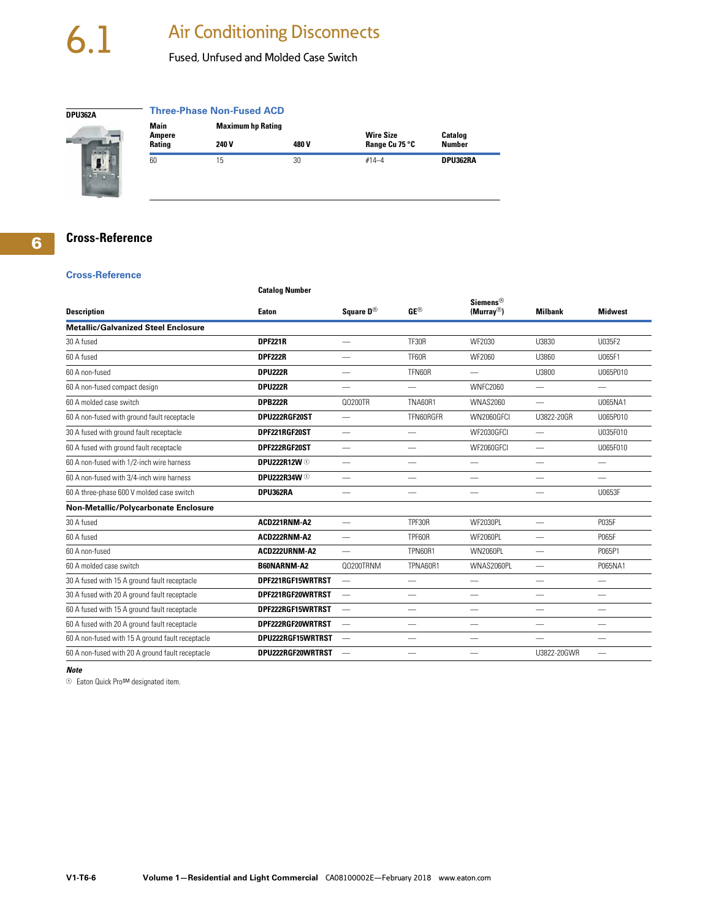# 6.1 Air Conditioning Disconnects

Fused, Unfused and Molded Case Switch

DPU362A

### Three-Phase Non-Fused ACD

| Main Ampere Rating | Maximum hp Rating 240 V | 480 V | Wire Size Range Cu 75 °C | Catalog Number |
|---|---|---|---|---|
| 60 | 15 | 30 | #14–4 | **DPU362RA** |

## Cross-Reference

### Cross-Reference

| Description | Catalog Number Eaton | Square D® | GE® | Siemens® (Murray®) | Milbank | Midwest |
|---|---|---|---|---|---|---|
| **Metallic/Galvanized Steel Enclosure** | | | | | | |
| 30 A fused | **DPF221R** | — | TF30R | WF2030 | U3830 | U035F2 |
| 60 A fused | **DPF222R** | — | TF60R | WF2060 | U3860 | U065F1 |
| 60 A non-fused | **DPU222R** | — | TFN60R | — | U3800 | U065P010 |
| 60 A non-fused compact design | **DPU222R** | — | — | WNFC2060 | — | — |
| 60 A molded case switch | **DPB222R** | QO200TR | TNA60R1 | WNAS2060 | — | U065NA1 |
| 60 A non-fused with ground fault receptacle | **DPU222RGF20ST** | — | TFN60RGFR | WN2060GFCI | U3822-20GR | U065P010 |
| 30 A fused with ground fault receptacle | **DPF221RGF20ST** | — | — | WF2030GFCI | — | U035F010 |
| 60 A fused with ground fault receptacle | **DPF222RGF20ST** | — | — | WF2060GFCI | — | U065F010 |
| 60 A non-fused with 1/2-inch wire harness | **DPU222R12W** ① | — | — | — | — | — |
| 60 A non-fused with 3/4-inch wire harness | **DPU222R34W** ① | — | — | — | — | — |
| 60 A three-phase 600 V molded case switch | **DPU362RA** | — | — | — | — | U0653F |
| **Non-Metallic/Polycarbonate Enclosure** | | | | | | |
| 30 A fused | **ACD221RNM-A2** | — | TPF30R | WF2030PL | — | P035F |
| 60 A fused | **ACD222RNM-A2** | — | TPF60R | WF2060PL | — | P065F |
| 60 A non-fused | **ACD222URNM-A2** | — | TPN60R1 | WN2060PL | — | P065P1 |
| 60 A molded case switch | **B60NARNM-A2** | QO200TRNM | TPNA60R1 | WNAS2060PL | — | P065NA1 |
| 30 A fused with 15 A ground fault receptacle | **DPF221RGF15WRTRST** | — | — | — | — | — |
| 30 A fused with 20 A ground fault receptacle | **DPF221RGF20WRTRST** | — | — | — | — | — |
| 60 A fused with 15 A ground fault receptacle | **DPF222RGF15WRTRST** | — | — | — | — | — |
| 60 A fused with 20 A ground fault receptacle | **DPF222RGF20WRTRST** | — | — | — | — | — |
| 60 A non-fused with 15 A ground fault receptacle | **DPU222RGF15WRTRST** | — | — | — | — | — |
| 60 A non-fused with 20 A ground fault receptacle | **DPU222RGF20WRTRST** | — | — | — | U3822-20GWR | — |

***Note***

① Eaton Quick Pro℠ designated item.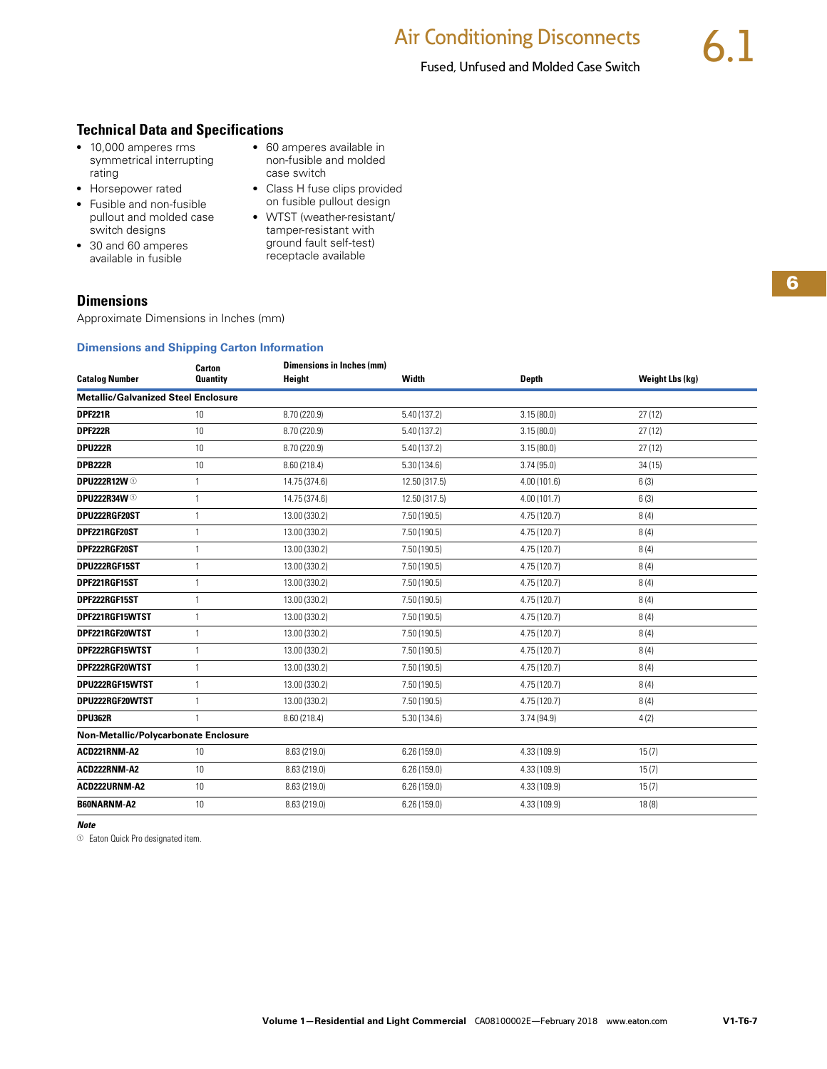## Technical Data and Specifications

- 10,000 amperes rms symmetrical interrupting rating
- Horsepower rated
- Fusible and non-fusible pullout and molded case switch designs
- 30 and 60 amperes available in fusible
- 60 amperes available in non-fusible and molded case switch
- Class H fuse clips provided on fusible pullout design
- WTST (weather-resistant/ tamper-resistant with ground fault self-test) receptacle available

## Dimensions

Approximate Dimensions in Inches (mm)

### Dimensions and Shipping Carton Information

| Catalog Number | Carton Quantity | Dimensions in Inches (mm) Height | Width | Depth | Weight Lbs (kg) |
|---|---|---|---|---|---|
| **Metallic/Galvanized Steel Enclosure** | | | | | |
| **DPF221R** | 10 | 8.70 (220.9) | 5.40 (137.2) | 3.15 (80.0) | 27 (12) |
| **DPF222R** | 10 | 8.70 (220.9) | 5.40 (137.2) | 3.15 (80.0) | 27 (12) |
| **DPU222R** | 10 | 8.70 (220.9) | 5.40 (137.2) | 3.15 (80.0) | 27 (12) |
| **DPB222R** | 10 | 8.60 (218.4) | 5.30 (134.6) | 3.74 (95.0) | 34 (15) |
| **DPU222R12W** ① | 1 | 14.75 (374.6) | 12.50 (317.5) | 4.00 (101.6) | 6 (3) |
| **DPU222R34W** ① | 1 | 14.75 (374.6) | 12.50 (317.5) | 4.00 (101.7) | 6 (3) |
| **DPU222RGF20ST** | 1 | 13.00 (330.2) | 7.50 (190.5) | 4.75 (120.7) | 8 (4) |
| **DPF221RGF20ST** | 1 | 13.00 (330.2) | 7.50 (190.5) | 4.75 (120.7) | 8 (4) |
| **DPF222RGF20ST** | 1 | 13.00 (330.2) | 7.50 (190.5) | 4.75 (120.7) | 8 (4) |
| **DPU222RGF15ST** | 1 | 13.00 (330.2) | 7.50 (190.5) | 4.75 (120.7) | 8 (4) |
| **DPF221RGF15ST** | 1 | 13.00 (330.2) | 7.50 (190.5) | 4.75 (120.7) | 8 (4) |
| **DPF222RGF15ST** | 1 | 13.00 (330.2) | 7.50 (190.5) | 4.75 (120.7) | 8 (4) |
| **DPF221RGF15WTST** | 1 | 13.00 (330.2) | 7.50 (190.5) | 4.75 (120.7) | 8 (4) |
| **DPF221RGF20WTST** | 1 | 13.00 (330.2) | 7.50 (190.5) | 4.75 (120.7) | 8 (4) |
| **DPF222RGF15WTST** | 1 | 13.00 (330.2) | 7.50 (190.5) | 4.75 (120.7) | 8 (4) |
| **DPF222RGF20WTST** | 1 | 13.00 (330.2) | 7.50 (190.5) | 4.75 (120.7) | 8 (4) |
| **DPU222RGF15WTST** | 1 | 13.00 (330.2) | 7.50 (190.5) | 4.75 (120.7) | 8 (4) |
| **DPU222RGF20WTST** | 1 | 13.00 (330.2) | 7.50 (190.5) | 4.75 (120.7) | 8 (4) |
| **DPU362R** | 1 | 8.60 (218.4) | 5.30 (134.6) | 3.74 (94.9) | 4 (2) |
| **Non-Metallic/Polycarbonate Enclosure** | | | | | |
| **ACD221RNM-A2** | 10 | 8.63 (219.0) | 6.26 (159.0) | 4.33 (109.9) | 15 (7) |
| **ACD222RNM-A2** | 10 | 8.63 (219.0) | 6.26 (159.0) | 4.33 (109.9) | 15 (7) |
| **ACD222URNM-A2** | 10 | 8.63 (219.0) | 6.26 (159.0) | 4.33 (109.9) | 15 (7) |
| **B60NARNM-A2** | 10 | 8.63 (219.0) | 6.26 (159.0) | 4.33 (109.9) | 18 (8) |

***Note***

① Eaton Quick Pro designated item.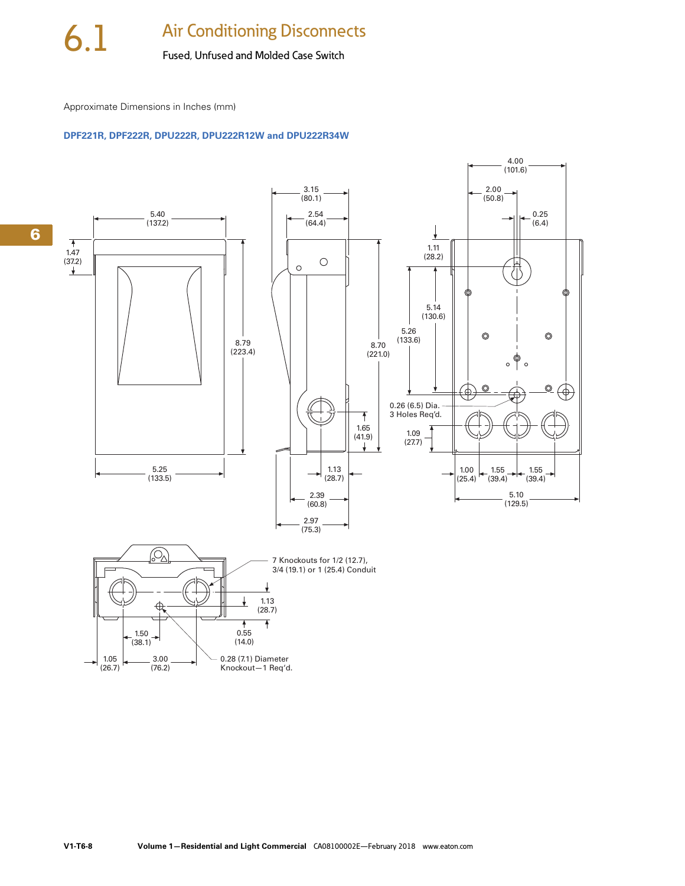# 6.1 Air Conditioning Disconnects

Fused, Unfused and Molded Case Switch

Approximate Dimensions in Inches (mm)

### DPF221R, DPF222R, DPU222R, DPU222R12W and DPU222R34W

5.40 (137.2)

1.47 (37.2)

8.79 (223.4)

5.25 (133.5)

3.15 (80.1)

2.54 (64.4)

8.70 (221.0)

1.65 (41.9)

1.13 (28.7)

2.39 (60.8)

2.97 (75.3)

4.00 (101.6)

2.00 (50.8)

0.25 (6.4)

1.11 (28.2)

5.14 (130.6)

5.26 (133.6)

0.26 (6.5) Dia. 3 Holes Req'd.

1.09 (27.7)

1.00 (25.4)

1.55 (39.4)

1.55 (39.4)

5.10 (129.5)

7 Knockouts for 1/2 (12.7), 3/4 (19.1) or 1 (25.4) Conduit

1.13 (28.7)

0.55 (14.0)

1.50 (38.1)

1.05 (26.7)

3.00 (76.2)

0.28 (7.1) Diameter Knockout—1 Req'd.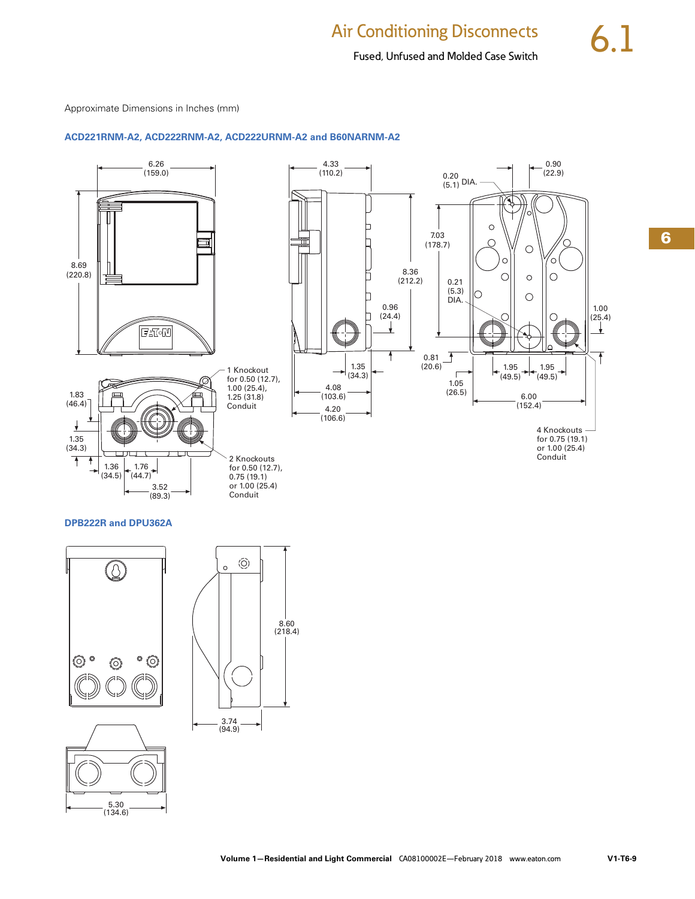Approximate Dimensions in Inches (mm)

### ACD221RNM-A2, ACD222RNM-A2, ACD222URNM-A2 and B60NARNM-A2

6.26 (159.0)

8.69 (220.8)

4.33 (110.2)

8.36 (212.2)

0.96 (24.4)

1.35 (34.3)

4.08 (103.6)

4.20 (106.6)

0.20 (5.1) DIA.

0.90 (22.9)

7.03 (178.7)

0.21 (5.3) DIA.

1.00 (25.4)

0.81 (20.6)

1.05 (26.5)

1.95 (49.5)

1.95 (49.5)

6.00 (152.4)

4 Knockouts for 0.75 (19.1) or 1.00 (25.4) Conduit

1 Knockout for 0.50 (12.7), 1.00 (25.4), 1.25 (31.8) Conduit

1.83 (46.4)

1.35 (34.3)

1.36 (34.5)

1.76 (44.7)

3.52 (89.3)

2 Knockouts for 0.50 (12.7), 0.75 (19.1) or 1.00 (25.4) Conduit

### DPB222R and DPU362A

8.60 (218.4)

3.74 (94.9)

5.30 (134.6)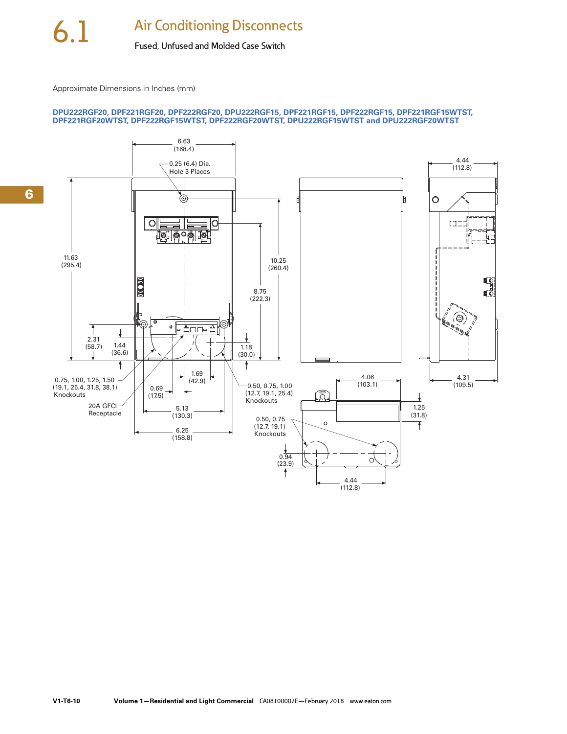# 6.1 Air Conditioning Disconnects

Fused, Unfused and Molded Case Switch

Approximate Dimensions in Inches (mm)

**DPU222RGF20, DPF221RGF20, DPF222RGF20, DPU222RGF15, DPF221RGF15, DPF222RGF15, DPF221RGF15WTST, DPF221RGF20WTST, DPF222RGF15WTST, DPF222RGF20WTST, DPU222RGF15WTST and DPU222RGF20WTST**

6.63
(168.4)

0.25 (6.4) Dia.
Hole 3 Places

4.44
(112.8)

11.63
(295.4)

10.25
(260.4)

8.75
(222.3)

2.31
(58.7)

1.44
(36.6)

1.18
(30.0)

0.75, 1.00, 1.25, 1.50
(19.1, 25.4, 31.8, 38.1)
Knockouts

1.69
(42.9)

0.69
(17.5)

20A GFCI
Receptacle

5.13
(130.3)

6.25
(158.8)

0.50, 0.75, 1.00
(12.7, 19.1, 25.4)
Knockouts

4.06
(103.1)

4.31
(109.5)

1.25
(31.8)

0.50, 0.75
(12.7, 19.1)
Knockouts

0.94
(23.9)

4.44
(112.8)